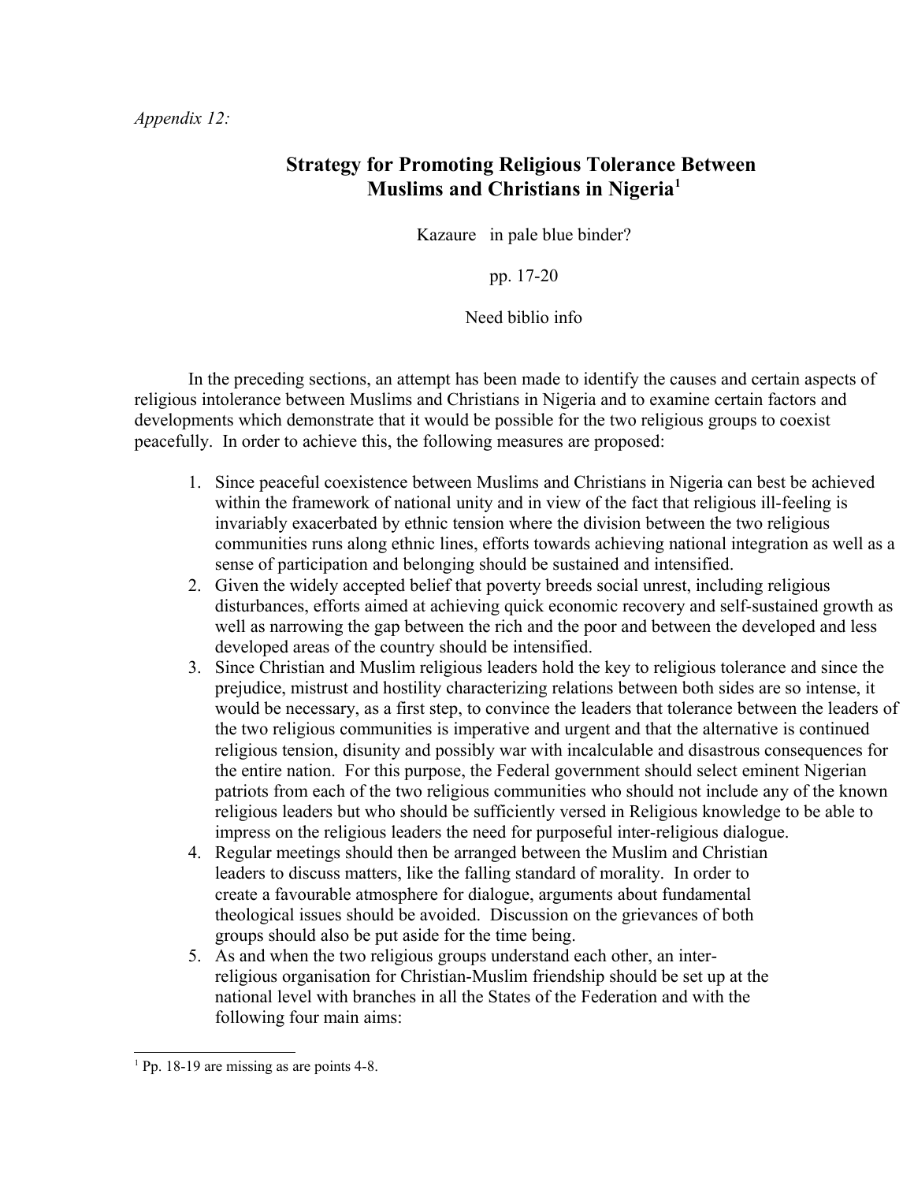*Appendix 12:*

# Strategy for Promoting Religious Tolerance Between Muslims and Christians in Nigeria[1]

Kazaure in pale blue binder?

pp. 17-20

Need biblio info

In the preceding sections, an attempt has been made to identify the causes and certain aspects of religious intolerance between Muslims and Christians in Nigeria and to examine certain factors and developments which demonstrate that it would be possible for the two religious groups to coexist peacefully. In order to achieve this, the following measures are proposed:

1. Since peaceful coexistence between Muslims and Christians in Nigeria can best be achieved within the framework of national unity and in view of the fact that religious ill-feeling is invariably exacerbated by ethnic tension where the division between the two religious communities runs along ethnic lines, efforts towards achieving national integration as well as a sense of participation and belonging should be sustained and intensified.
2. Given the widely accepted belief that poverty breeds social unrest, including religious disturbances, efforts aimed at achieving quick economic recovery and self-sustained growth as well as narrowing the gap between the rich and the poor and between the developed and less developed areas of the country should be intensified.
3. Since Christian and Muslim religious leaders hold the key to religious tolerance and since the prejudice, mistrust and hostility characterizing relations between both sides are so intense, it would be necessary, as a first step, to convince the leaders that tolerance between the leaders of the two religious communities is imperative and urgent and that the alternative is continued religious tension, disunity and possibly war with incalculable and disastrous consequences for the entire nation. For this purpose, the Federal government should select eminent Nigerian patriots from each of the two religious communities who should not include any of the known religious leaders but who should be sufficiently versed in Religious knowledge to be able to impress on the religious leaders the need for purposeful inter-religious dialogue.
4. Regular meetings should then be arranged between the Muslim and Christian leaders to discuss matters, like the falling standard of morality. In order to create a favourable atmosphere for dialogue, arguments about fundamental theological issues should be avoided. Discussion on the grievances of both groups should also be put aside for the time being.
5. As and when the two religious groups understand each other, an inter-religious organisation for Christian-Muslim friendship should be set up at the national level with branches in all the States of the Federation and with the following four main aims:

[1] Pp. 18-19 are missing as are points 4-8.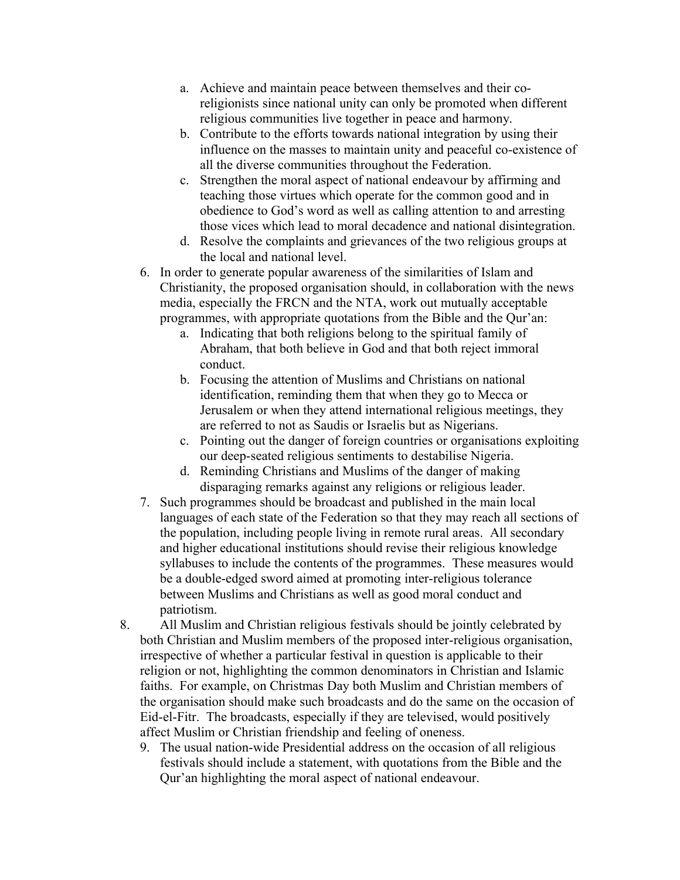a. Achieve and maintain peace between themselves and their co-religionists since national unity can only be promoted when different religious communities live together in peace and harmony.
   b. Contribute to the efforts towards national integration by using their influence on the masses to maintain unity and peaceful co-existence of all the diverse communities throughout the Federation.
   c. Strengthen the moral aspect of national endeavour by affirming and teaching those virtues which operate for the common good and in obedience to God's word as well as calling attention to and arresting those vices which lead to moral decadence and national disintegration.
   d. Resolve the complaints and grievances of the two religious groups at the local and national level.

6. In order to generate popular awareness of the similarities of Islam and Christianity, the proposed organisation should, in collaboration with the news media, especially the FRCN and the NTA, work out mutually acceptable programmes, with appropriate quotations from the Bible and the Qur'an:
   a. Indicating that both religions belong to the spiritual family of Abraham, that both believe in God and that both reject immoral conduct.
   b. Focusing the attention of Muslims and Christians on national identification, reminding them that when they go to Mecca or Jerusalem or when they attend international religious meetings, they are referred to not as Saudis or Israelis but as Nigerians.
   c. Pointing out the danger of foreign countries or organisations exploiting our deep-seated religious sentiments to destabilise Nigeria.
   d. Reminding Christians and Muslims of the danger of making disparaging remarks against any religions or religious leader.

7. Such programmes should be broadcast and published in the main local languages of each state of the Federation so that they may reach all sections of the population, including people living in remote rural areas. All secondary and higher educational institutions should revise their religious knowledge syllabuses to include the contents of the programmes. These measures would be a double-edged sword aimed at promoting inter-religious tolerance between Muslims and Christians as well as good moral conduct and patriotism.

8. All Muslim and Christian religious festivals should be jointly celebrated by both Christian and Muslim members of the proposed inter-religious organisation, irrespective of whether a particular festival in question is applicable to their religion or not, highlighting the common denominators in Christian and Islamic faiths. For example, on Christmas Day both Muslim and Christian members of the organisation should make such broadcasts and do the same on the occasion of Eid-el-Fitr. The broadcasts, especially if they are televised, would positively affect Muslim or Christian friendship and feeling of oneness.

9. The usual nation-wide Presidential address on the occasion of all religious festivals should include a statement, with quotations from the Bible and the Qur'an highlighting the moral aspect of national endeavour.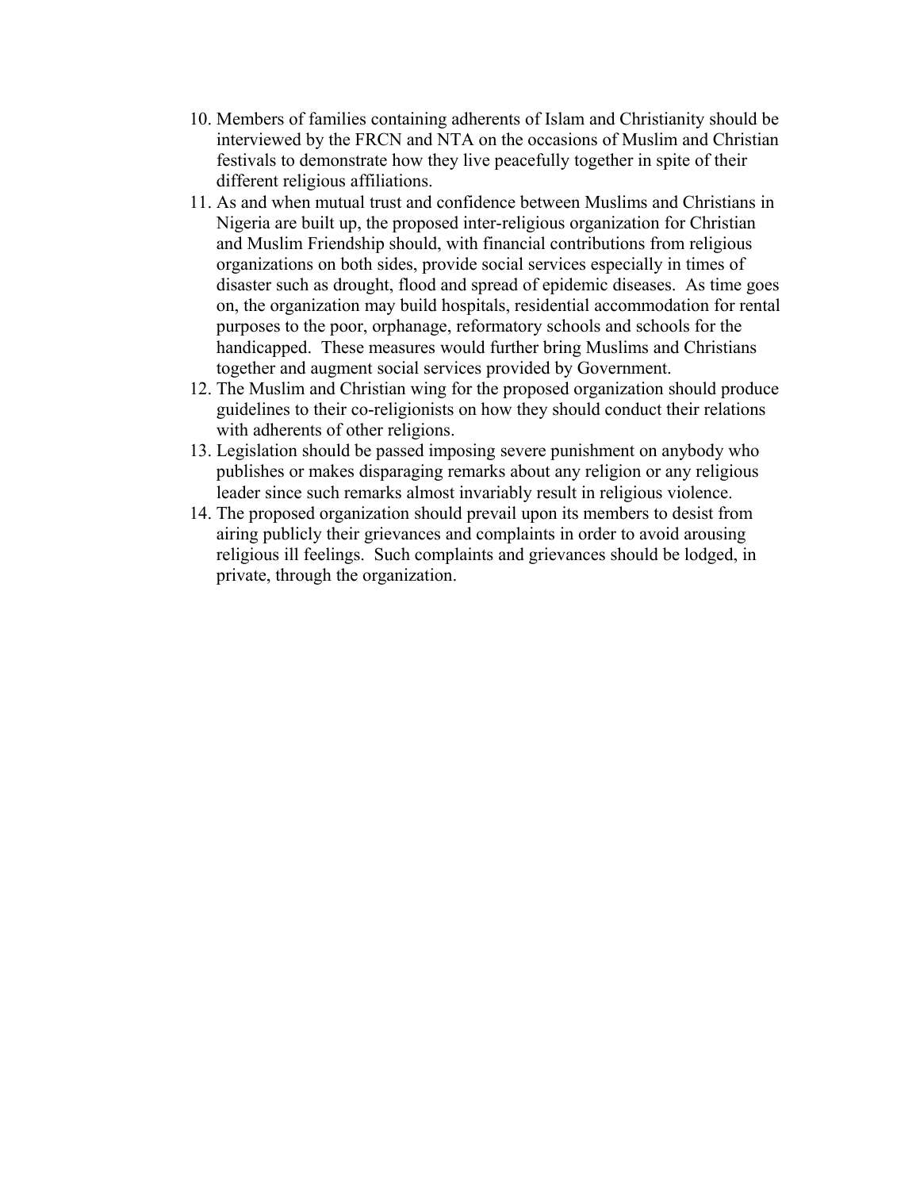10. Members of families containing adherents of Islam and Christianity should be interviewed by the FRCN and NTA on the occasions of Muslim and Christian festivals to demonstrate how they live peacefully together in spite of their different religious affiliations.
11. As and when mutual trust and confidence between Muslims and Christians in Nigeria are built up, the proposed inter-religious organization for Christian and Muslim Friendship should, with financial contributions from religious organizations on both sides, provide social services especially in times of disaster such as drought, flood and spread of epidemic diseases. As time goes on, the organization may build hospitals, residential accommodation for rental purposes to the poor, orphanage, reformatory schools and schools for the handicapped. These measures would further bring Muslims and Christians together and augment social services provided by Government.
12. The Muslim and Christian wing for the proposed organization should produce guidelines to their co-religionists on how they should conduct their relations with adherents of other religions.
13. Legislation should be passed imposing severe punishment on anybody who publishes or makes disparaging remarks about any religion or any religious leader since such remarks almost invariably result in religious violence.
14. The proposed organization should prevail upon its members to desist from airing publicly their grievances and complaints in order to avoid arousing religious ill feelings. Such complaints and grievances should be lodged, in private, through the organization.